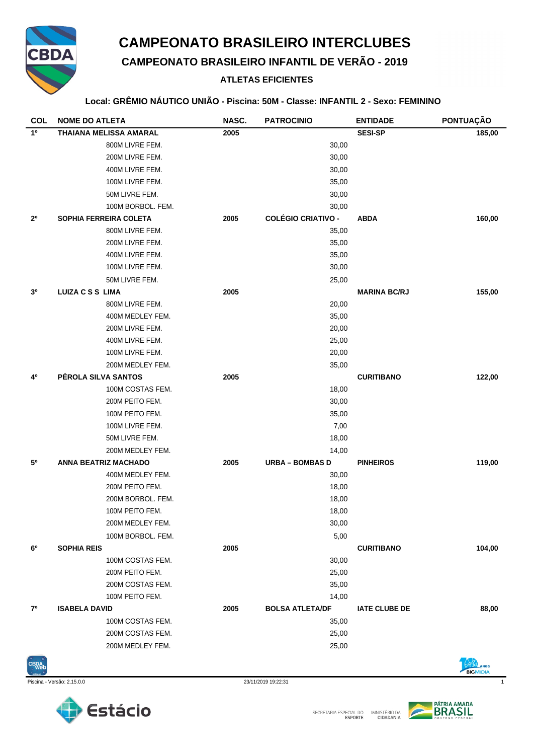# CAMPEONATO BRASILEIRO INTERCLUBES

## CAMPEONATO BRASILEIRO INFANTIL DE VERÃO - 2019

### ATLETAS EFICIENTES

**Local: GRÊMIO NÁUTICO UNIÃO - Piscina: 50M - Classe: INFANTIL 2 - Sexo: FEMININO**

| COL | NOME DO ATLETA | NASC. | PATROCINIO | ENTIDADE | PONTUAÇÃO |
|---|---|---|---|---|---|
| **1º** | **THAIANA MELISSA AMARAL** | **2005** | | **SESI-SP** | **185,00** |
| | 800M LIVRE FEM. | | 30,00 | | |
| | 200M LIVRE FEM. | | 30,00 | | |
| | 400M LIVRE FEM. | | 30,00 | | |
| | 100M LIVRE FEM. | | 35,00 | | |
| | 50M LIVRE FEM. | | 30,00 | | |
| | 100M BORBOL. FEM. | | 30,00 | | |
| **2º** | **SOPHIA FERREIRA COLETA** | **2005** | **COLÉGIO CRIATIVO -** | **ABDA** | **160,00** |
| | 800M LIVRE FEM. | | 35,00 | | |
| | 200M LIVRE FEM. | | 35,00 | | |
| | 400M LIVRE FEM. | | 35,00 | | |
| | 100M LIVRE FEM. | | 30,00 | | |
| | 50M LIVRE FEM. | | 25,00 | | |
| **3º** | **LUIZA C S S LIMA** | **2005** | | **MARINA BC/RJ** | **155,00** |
| | 800M LIVRE FEM. | | 20,00 | | |
| | 400M MEDLEY FEM. | | 35,00 | | |
| | 200M LIVRE FEM. | | 20,00 | | |
| | 400M LIVRE FEM. | | 25,00 | | |
| | 100M LIVRE FEM. | | 20,00 | | |
| | 200M MEDLEY FEM. | | 35,00 | | |
| **4º** | **PÉROLA SILVA SANTOS** | **2005** | | **CURITIBANO** | **122,00** |
| | 100M COSTAS FEM. | | 18,00 | | |
| | 200M PEITO FEM. | | 30,00 | | |
| | 100M PEITO FEM. | | 35,00 | | |
| | 100M LIVRE FEM. | | 7,00 | | |
| | 50M LIVRE FEM. | | 18,00 | | |
| | 200M MEDLEY FEM. | | 14,00 | | |
| **5º** | **ANNA BEATRIZ MACHADO** | **2005** | **URBA – BOMBAS D** | **PINHEIROS** | **119,00** |
| | 400M MEDLEY FEM. | | 30,00 | | |
| | 200M PEITO FEM. | | 18,00 | | |
| | 200M BORBOL. FEM. | | 18,00 | | |
| | 100M PEITO FEM. | | 18,00 | | |
| | 200M MEDLEY FEM. | | 30,00 | | |
| | 100M BORBOL. FEM. | | 5,00 | | |
| **6º** | **SOPHIA REIS** | **2005** | | **CURITIBANO** | **104,00** |
| | 100M COSTAS FEM. | | 30,00 | | |
| | 200M PEITO FEM. | | 25,00 | | |
| | 200M COSTAS FEM. | | 35,00 | | |
| | 100M PEITO FEM. | | 14,00 | | |
| **7º** | **ISABELA DAVID** | **2005** | **BOLSA ATLETA/DF** | **IATE CLUBE DE** | **88,00** |
| | 100M COSTAS FEM. | | 35,00 | | |
| | 200M COSTAS FEM. | | 25,00 | | |
| | 200M MEDLEY FEM. | | 25,00 | | |

Piscina - Versão: 2.15.0.0 — 23/11/2019 19:22:31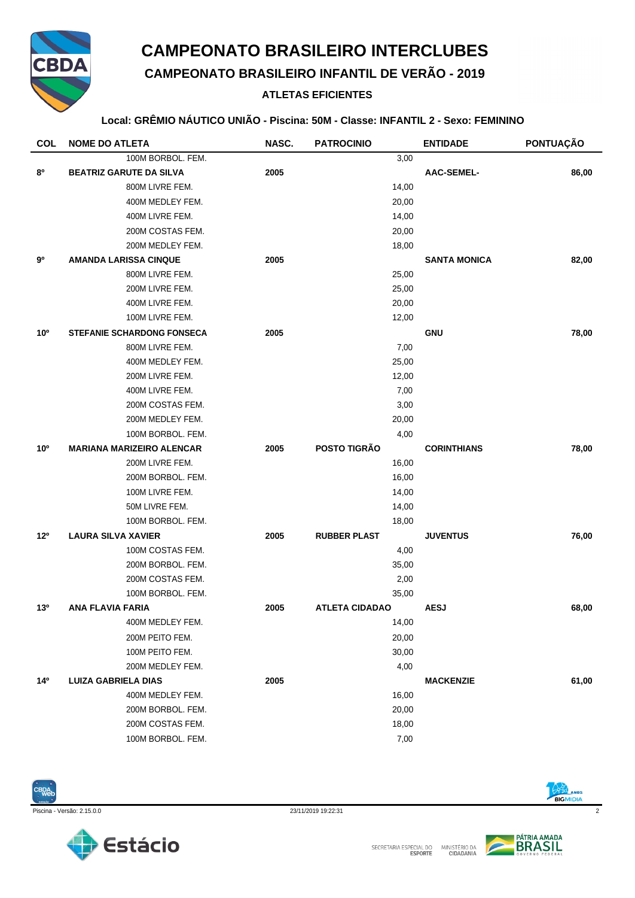# CAMPEONATO BRASILEIRO INTERCLUBES

## CAMPEONATO BRASILEIRO INFANTIL DE VERÃO - 2019

### ATLETAS EFICIENTES

**Local: GRÊMIO NÁUTICO UNIÃO - Piscina: 50M - Classe: INFANTIL 2 - Sexo: FEMININO**

| COL | NOME DO ATLETA | NASC. | PATROCINIO | | ENTIDADE | PONTUAÇÃO |
|---|---|---|---|---|---|---|
| | 100M BORBOL. FEM. | | | 3,00 | | |
| 8º | **BEATRIZ GARUTE DA SILVA** | **2005** | | | **AAC-SEMEL-** | **86,00** |
| | 800M LIVRE FEM. | | | 14,00 | | |
| | 400M MEDLEY FEM. | | | 20,00 | | |
| | 400M LIVRE FEM. | | | 14,00 | | |
| | 200M COSTAS FEM. | | | 20,00 | | |
| | 200M MEDLEY FEM. | | | 18,00 | | |
| 9º | **AMANDA LARISSA CINQUE** | **2005** | | | **SANTA MONICA** | **82,00** |
| | 800M LIVRE FEM. | | | 25,00 | | |
| | 200M LIVRE FEM. | | | 25,00 | | |
| | 400M LIVRE FEM. | | | 20,00 | | |
| | 100M LIVRE FEM. | | | 12,00 | | |
| 10º | **STEFANIE SCHARDONG FONSECA** | **2005** | | | **GNU** | **78,00** |
| | 800M LIVRE FEM. | | | 7,00 | | |
| | 400M MEDLEY FEM. | | | 25,00 | | |
| | 200M LIVRE FEM. | | | 12,00 | | |
| | 400M LIVRE FEM. | | | 7,00 | | |
| | 200M COSTAS FEM. | | | 3,00 | | |
| | 200M MEDLEY FEM. | | | 20,00 | | |
| | 100M BORBOL. FEM. | | | 4,00 | | |
| 10º | **MARIANA MARIZEIRO ALENCAR** | **2005** | **POSTO TIGRÃO** | | **CORINTHIANS** | **78,00** |
| | 200M LIVRE FEM. | | | 16,00 | | |
| | 200M BORBOL. FEM. | | | 16,00 | | |
| | 100M LIVRE FEM. | | | 14,00 | | |
| | 50M LIVRE FEM. | | | 14,00 | | |
| | 100M BORBOL. FEM. | | | 18,00 | | |
| 12º | **LAURA SILVA XAVIER** | **2005** | **RUBBER PLAST** | | **JUVENTUS** | **76,00** |
| | 100M COSTAS FEM. | | | 4,00 | | |
| | 200M BORBOL. FEM. | | | 35,00 | | |
| | 200M COSTAS FEM. | | | 2,00 | | |
| | 100M BORBOL. FEM. | | | 35,00 | | |
| 13º | **ANA FLAVIA FARIA** | **2005** | **ATLETA CIDADAO** | | **AESJ** | **68,00** |
| | 400M MEDLEY FEM. | | | 14,00 | | |
| | 200M PEITO FEM. | | | 20,00 | | |
| | 100M PEITO FEM. | | | 30,00 | | |
| | 200M MEDLEY FEM. | | | 4,00 | | |
| 14º | **LUIZA GABRIELA DIAS** | **2005** | | | **MACKENZIE** | **61,00** |
| | 400M MEDLEY FEM. | | | 16,00 | | |
| | 200M BORBOL. FEM. | | | 20,00 | | |
| | 200M COSTAS FEM. | | | 18,00 | | |
| | 100M BORBOL. FEM. | | | 7,00 | | |

Piscina - Versão: 2.15.0.0 23/11/2019 19:22:31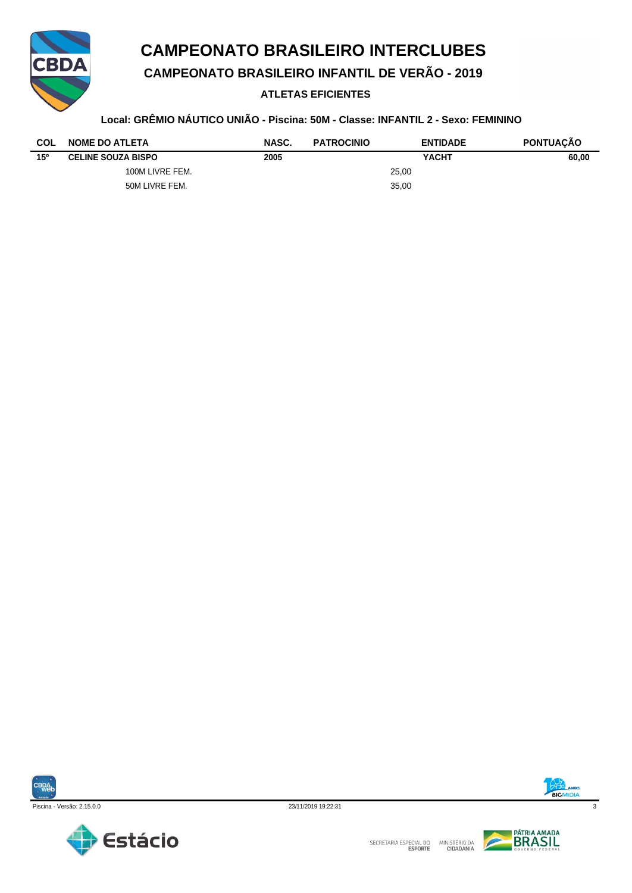# CAMPEONATO BRASILEIRO INTERCLUBES

## CAMPEONATO BRASILEIRO INFANTIL DE VERÃO - 2019

### ATLETAS EFICIENTES

**Local: GRÊMIO NÁUTICO UNIÃO - Piscina: 50M - Classe: INFANTIL 2 - Sexo: FEMININO**

| COL | NOME DO ATLETA | NASC. | PATROCINIO | | ENTIDADE | PONTUAÇÃO |
|---|---|---|---|---|---|---|
| 15º | CELINE SOUZA BISPO | 2005 | | | YACHT | 60,00 |
| | 100M LIVRE FEM. | | | 25,00 | | |
| | 50M LIVRE FEM. | | | 35,00 | | |

Piscina - Versão: 2.15.0.0

23/11/2019 19:22:31